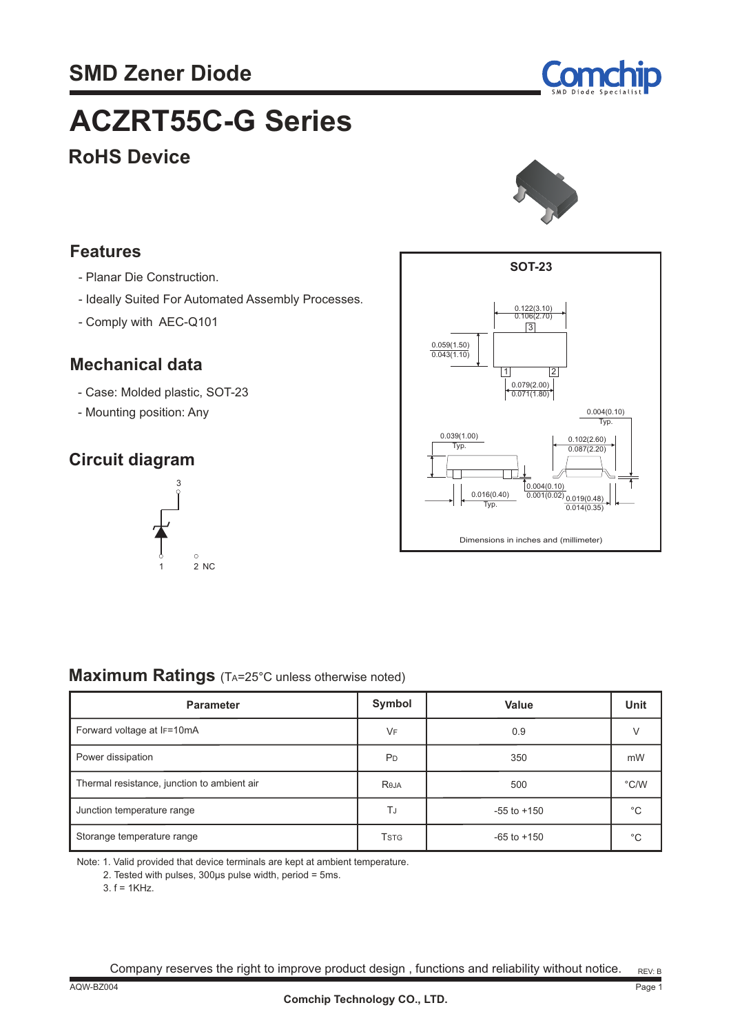# SMD Zener Diode

# ACZRT55C-G Series

## RoHS Device

## Features

- Planar Die Construction.
- Ideally Suited For Automated Assembly Processes.
- Comply with AEC-Q101

## Mechanical data

- Case: Molded plastic, SOT-23
- Mounting position: Any

## Circuit diagram

3

1 2 NC

SOT-23

0.122(3.10)
0.106(2.70)

0.059(1.50)
0.043(1.10)

0.079(2.00)
0.071(1.80)

0.004(0.10) Typ.

0.039(1.00) Typ.

0.102(2.60)
0.087(2.20)

0.004(0.10)
0.001(0.02)

0.016(0.40) Typ.

0.019(0.48)
0.014(0.35)

Dimensions in inches and (millimeter)

## Maximum Ratings (TA=25°C unless otherwise noted)

| Parameter | Symbol | Value | Unit |
|---|---|---|---|
| Forward voltage at $I_F$=10mA | $V_F$ | 0.9 | V |
| Power dissipation | $P_D$ | 350 | mW |
| Thermal resistance, junction to ambient air | $R_{\theta JA}$ | 500 | °C/W |
| Junction temperature range | $T_J$ | -55 to +150 | °C |
| Storange temperature range | $T_{STG}$ | -65 to +150 | °C |

Note: 1. Valid provided that device terminals are kept at ambient temperature.
2. Tested with pulses, 300μs pulse width, period = 5ms.
3. f = 1KHz.

Company reserves the right to improve product design , functions and reliability without notice.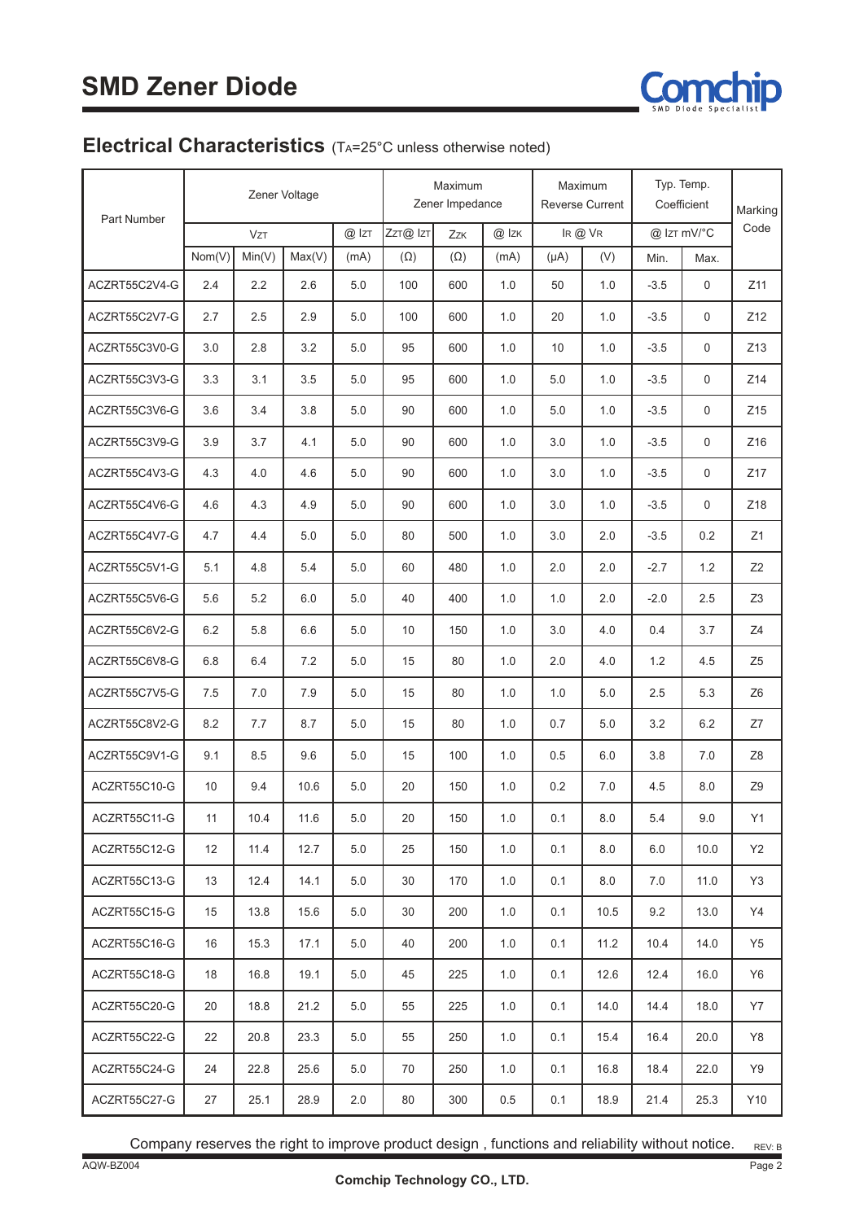# SMD Zener Diode

## Electrical Characteristics (TA=25°C unless otherwise noted)

| Part Number | Zener Voltage | | | | Maximum Zener Impedance | | | Maximum Reverse Current | | Typ. Temp. Coefficient | | Marking Code |
|---|---|---|---|---|---|---|---|---|---|---|---|---|
| | $V_{ZT}$ | | | @ $I_{ZT}$ | $Z_{ZT}$@ $I_{ZT}$ | $Z_{ZK}$ | @ $I_{ZK}$ | $I_R$ @ $V_R$ | | @ $I_{ZT}$ mV/°C | | |
| | Nom(V) | Min(V) | Max(V) | (mA) | (Ω) | (Ω) | (mA) | (μA) | (V) | Min. | Max. | |
| ACZRT55C2V4-G | 2.4 | 2.2 | 2.6 | 5.0 | 100 | 600 | 1.0 | 50 | 1.0 | -3.5 | 0 | Z11 |
| ACZRT55C2V7-G | 2.7 | 2.5 | 2.9 | 5.0 | 100 | 600 | 1.0 | 20 | 1.0 | -3.5 | 0 | Z12 |
| ACZRT55C3V0-G | 3.0 | 2.8 | 3.2 | 5.0 | 95 | 600 | 1.0 | 10 | 1.0 | -3.5 | 0 | Z13 |
| ACZRT55C3V3-G | 3.3 | 3.1 | 3.5 | 5.0 | 95 | 600 | 1.0 | 5.0 | 1.0 | -3.5 | 0 | Z14 |
| ACZRT55C3V6-G | 3.6 | 3.4 | 3.8 | 5.0 | 90 | 600 | 1.0 | 5.0 | 1.0 | -3.5 | 0 | Z15 |
| ACZRT55C3V9-G | 3.9 | 3.7 | 4.1 | 5.0 | 90 | 600 | 1.0 | 3.0 | 1.0 | -3.5 | 0 | Z16 |
| ACZRT55C4V3-G | 4.3 | 4.0 | 4.6 | 5.0 | 90 | 600 | 1.0 | 3.0 | 1.0 | -3.5 | 0 | Z17 |
| ACZRT55C4V6-G | 4.6 | 4.3 | 4.9 | 5.0 | 90 | 600 | 1.0 | 3.0 | 1.0 | -3.5 | 0 | Z18 |
| ACZRT55C4V7-G | 4.7 | 4.4 | 5.0 | 5.0 | 80 | 500 | 1.0 | 3.0 | 2.0 | -3.5 | 0.2 | Z1 |
| ACZRT55C5V1-G | 5.1 | 4.8 | 5.4 | 5.0 | 60 | 480 | 1.0 | 2.0 | 2.0 | -2.7 | 1.2 | Z2 |
| ACZRT55C5V6-G | 5.6 | 5.2 | 6.0 | 5.0 | 40 | 400 | 1.0 | 1.0 | 2.0 | -2.0 | 2.5 | Z3 |
| ACZRT55C6V2-G | 6.2 | 5.8 | 6.6 | 5.0 | 10 | 150 | 1.0 | 3.0 | 4.0 | 0.4 | 3.7 | Z4 |
| ACZRT55C6V8-G | 6.8 | 6.4 | 7.2 | 5.0 | 15 | 80 | 1.0 | 2.0 | 4.0 | 1.2 | 4.5 | Z5 |
| ACZRT55C7V5-G | 7.5 | 7.0 | 7.9 | 5.0 | 15 | 80 | 1.0 | 1.0 | 5.0 | 2.5 | 5.3 | Z6 |
| ACZRT55C8V2-G | 8.2 | 7.7 | 8.7 | 5.0 | 15 | 80 | 1.0 | 0.7 | 5.0 | 3.2 | 6.2 | Z7 |
| ACZRT55C9V1-G | 9.1 | 8.5 | 9.6 | 5.0 | 15 | 100 | 1.0 | 0.5 | 6.0 | 3.8 | 7.0 | Z8 |
| ACZRT55C10-G | 10 | 9.4 | 10.6 | 5.0 | 20 | 150 | 1.0 | 0.2 | 7.0 | 4.5 | 8.0 | Z9 |
| ACZRT55C11-G | 11 | 10.4 | 11.6 | 5.0 | 20 | 150 | 1.0 | 0.1 | 8.0 | 5.4 | 9.0 | Y1 |
| ACZRT55C12-G | 12 | 11.4 | 12.7 | 5.0 | 25 | 150 | 1.0 | 0.1 | 8.0 | 6.0 | 10.0 | Y2 |
| ACZRT55C13-G | 13 | 12.4 | 14.1 | 5.0 | 30 | 170 | 1.0 | 0.1 | 8.0 | 7.0 | 11.0 | Y3 |
| ACZRT55C15-G | 15 | 13.8 | 15.6 | 5.0 | 30 | 200 | 1.0 | 0.1 | 10.5 | 9.2 | 13.0 | Y4 |
| ACZRT55C16-G | 16 | 15.3 | 17.1 | 5.0 | 40 | 200 | 1.0 | 0.1 | 11.2 | 10.4 | 14.0 | Y5 |
| ACZRT55C18-G | 18 | 16.8 | 19.1 | 5.0 | 45 | 225 | 1.0 | 0.1 | 12.6 | 12.4 | 16.0 | Y6 |
| ACZRT55C20-G | 20 | 18.8 | 21.2 | 5.0 | 55 | 225 | 1.0 | 0.1 | 14.0 | 14.4 | 18.0 | Y7 |
| ACZRT55C22-G | 22 | 20.8 | 23.3 | 5.0 | 55 | 250 | 1.0 | 0.1 | 15.4 | 16.4 | 20.0 | Y8 |
| ACZRT55C24-G | 24 | 22.8 | 25.6 | 5.0 | 70 | 250 | 1.0 | 0.1 | 16.8 | 18.4 | 22.0 | Y9 |
| ACZRT55C27-G | 27 | 25.1 | 28.9 | 2.0 | 80 | 300 | 0.5 | 0.1 | 18.9 | 21.4 | 25.3 | Y10 |

Company reserves the right to improve product design , functions and reliability without notice.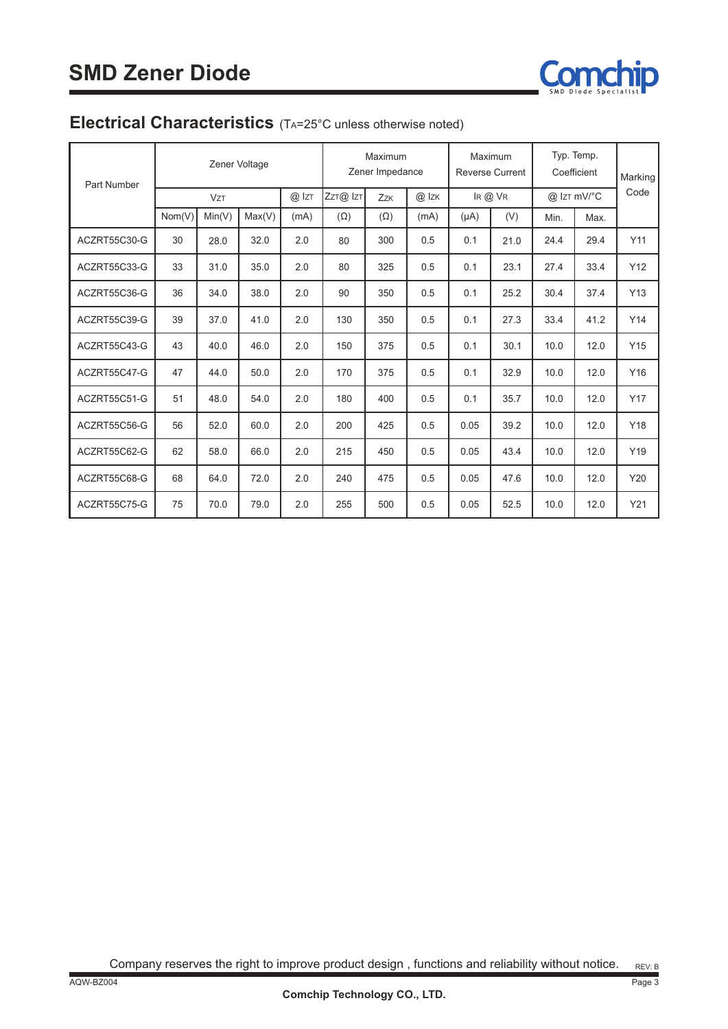# SMD Zener Diode

## Electrical Characteristics (TA=25°C unless otherwise noted)

| Part Number | Zener Voltage | | | | Maximum Zener Impedance | | | Maximum Reverse Current | | Typ. Temp. Coefficient | | Marking Code |
|---|---|---|---|---|---|---|---|---|---|---|---|---|
| | $V_{ZT}$ | | | @ $I_{ZT}$ | $Z_{ZT}$@ $I_{ZT}$ | $Z_{ZK}$ | @ $I_{ZK}$ | $I_R$ @ $V_R$ | | @ $I_{ZT}$ mV/°C | | |
| | Nom(V) | Min(V) | Max(V) | (mA) | (Ω) | (Ω) | (mA) | (μA) | (V) | Min. | Max. | |
| ACZRT55C30-G | 30 | 28.0 | 32.0 | 2.0 | 80 | 300 | 0.5 | 0.1 | 21.0 | 24.4 | 29.4 | Y11 |
| ACZRT55C33-G | 33 | 31.0 | 35.0 | 2.0 | 80 | 325 | 0.5 | 0.1 | 23.1 | 27.4 | 33.4 | Y12 |
| ACZRT55C36-G | 36 | 34.0 | 38.0 | 2.0 | 90 | 350 | 0.5 | 0.1 | 25.2 | 30.4 | 37.4 | Y13 |
| ACZRT55C39-G | 39 | 37.0 | 41.0 | 2.0 | 130 | 350 | 0.5 | 0.1 | 27.3 | 33.4 | 41.2 | Y14 |
| ACZRT55C43-G | 43 | 40.0 | 46.0 | 2.0 | 150 | 375 | 0.5 | 0.1 | 30.1 | 10.0 | 12.0 | Y15 |
| ACZRT55C47-G | 47 | 44.0 | 50.0 | 2.0 | 170 | 375 | 0.5 | 0.1 | 32.9 | 10.0 | 12.0 | Y16 |
| ACZRT55C51-G | 51 | 48.0 | 54.0 | 2.0 | 180 | 400 | 0.5 | 0.1 | 35.7 | 10.0 | 12.0 | Y17 |
| ACZRT55C56-G | 56 | 52.0 | 60.0 | 2.0 | 200 | 425 | 0.5 | 0.05 | 39.2 | 10.0 | 12.0 | Y18 |
| ACZRT55C62-G | 62 | 58.0 | 66.0 | 2.0 | 215 | 450 | 0.5 | 0.05 | 43.4 | 10.0 | 12.0 | Y19 |
| ACZRT55C68-G | 68 | 64.0 | 72.0 | 2.0 | 240 | 475 | 0.5 | 0.05 | 47.6 | 10.0 | 12.0 | Y20 |
| ACZRT55C75-G | 75 | 70.0 | 79.0 | 2.0 | 255 | 500 | 0.5 | 0.05 | 52.5 | 10.0 | 12.0 | Y21 |

Company reserves the right to improve product design , functions and reliability without notice.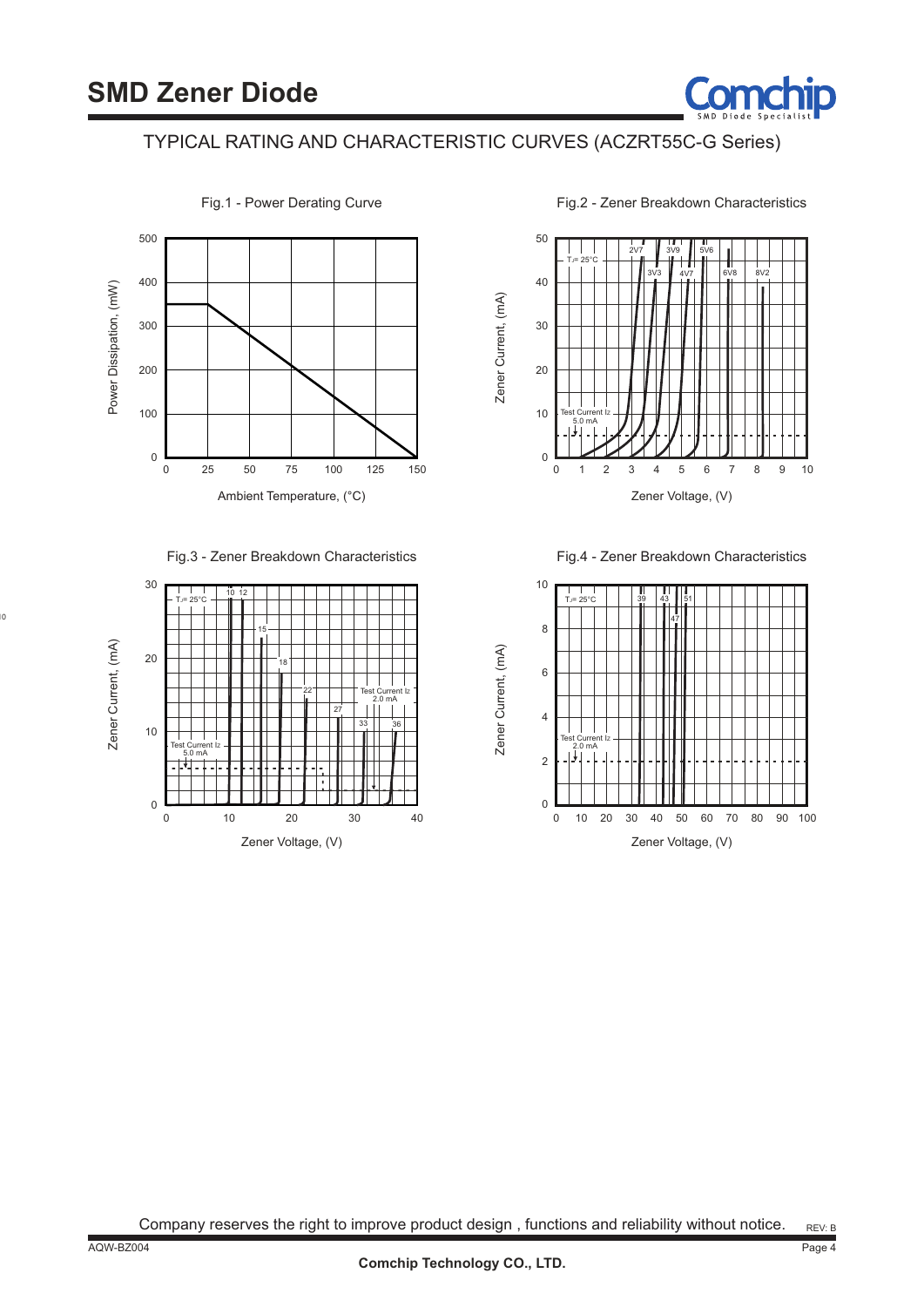# SMD Zener Diode

## TYPICAL RATING AND CHARACTERISTIC CURVES (ACZRT55C-G Series)

Fig.1 - Power Derating Curve

Power Dissipation, (mW) vs. Ambient Temperature, (°C)

Fig.2 - Zener Breakdown Characteristics

Zener Current, (mA) vs. Zener Voltage, (V)

$T_J$ = 25°C; Test Current Iz 5.0 mA; curves: 2V7, 3V3, 3V9, 4V7, 5V6, 6V8, 8V2

Fig.3 - Zener Breakdown Characteristics

Zener Current, (mA) vs. Zener Voltage, (V)

$T_J$ = 25°C; Test Current Iz 5.0 mA; Test Current Iz 2.0 mA; curves: 10, 12, 15, 18, 22, 27, 33, 36

Fig.4 - Zener Breakdown Characteristics

Zener Current, (mA) vs. Zener Voltage, (V)

$T_J$ = 25°C; Test Current Iz 2.0 mA; curves: 39, 43, 47, 51

Company reserves the right to improve product design , functions and reliability without notice.

REV: B

AQW-BZ004

Comchip Technology CO., LTD.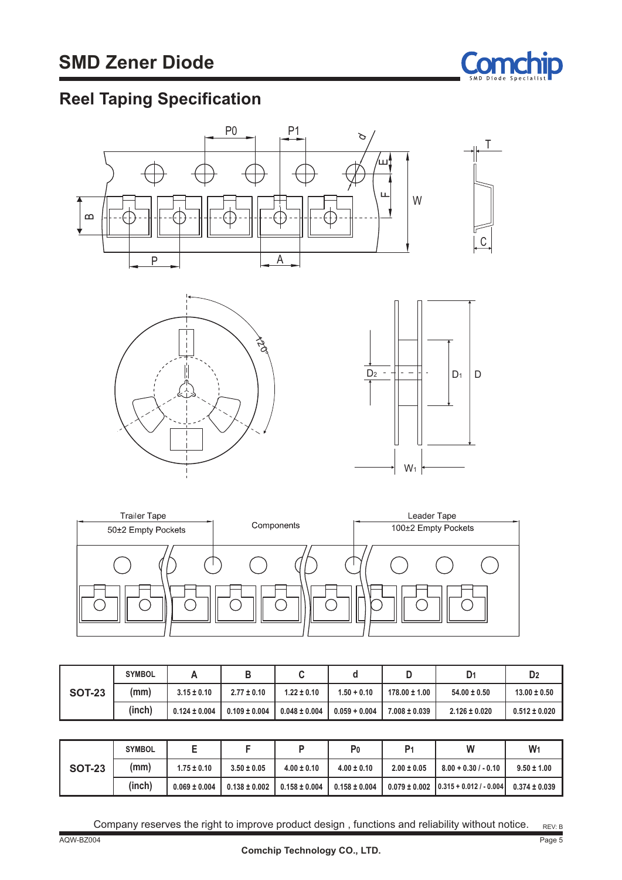# SMD Zener Diode

## Reel Taping Specification

Trailer Tape
50±2 Empty Pockets

Components

Leader Tape
100±2 Empty Pockets

| | SYMBOL | A | B | C | d | D | $D_1$ | $D_2$ |
|---|---|---|---|---|---|---|---|---|
| SOT-23 | (mm) | 3.15 ± 0.10 | 2.77 ± 0.10 | 1.22 ± 0.10 | 1.50 + 0.10 | 178.00 ± 1.00 | 54.00 ± 0.50 | 13.00 ± 0.50 |
| | (inch) | 0.124 ± 0.004 | 0.109 ± 0.004 | 0.048 ± 0.004 | 0.059 + 0.004 | 7.008 ± 0.039 | 2.126 ± 0.020 | 0.512 ± 0.020 |

| | SYMBOL | E | F | P | $P_0$ | $P_1$ | W | $W_1$ |
|---|---|---|---|---|---|---|---|---|
| SOT-23 | (mm) | 1.75 ± 0.10 | 3.50 ± 0.05 | 4.00 ± 0.10 | 4.00 ± 0.10 | 2.00 ± 0.05 | 8.00 + 0.30 / - 0.10 | 9.50 ± 1.00 |
| | (inch) | 0.069 ± 0.004 | 0.138 ± 0.002 | 0.158 ± 0.004 | 0.158 ± 0.004 | 0.079 ± 0.002 | 0.315 + 0.012 / - 0.004 | 0.374 ± 0.039 |

Company reserves the right to improve product design , functions and reliability without notice.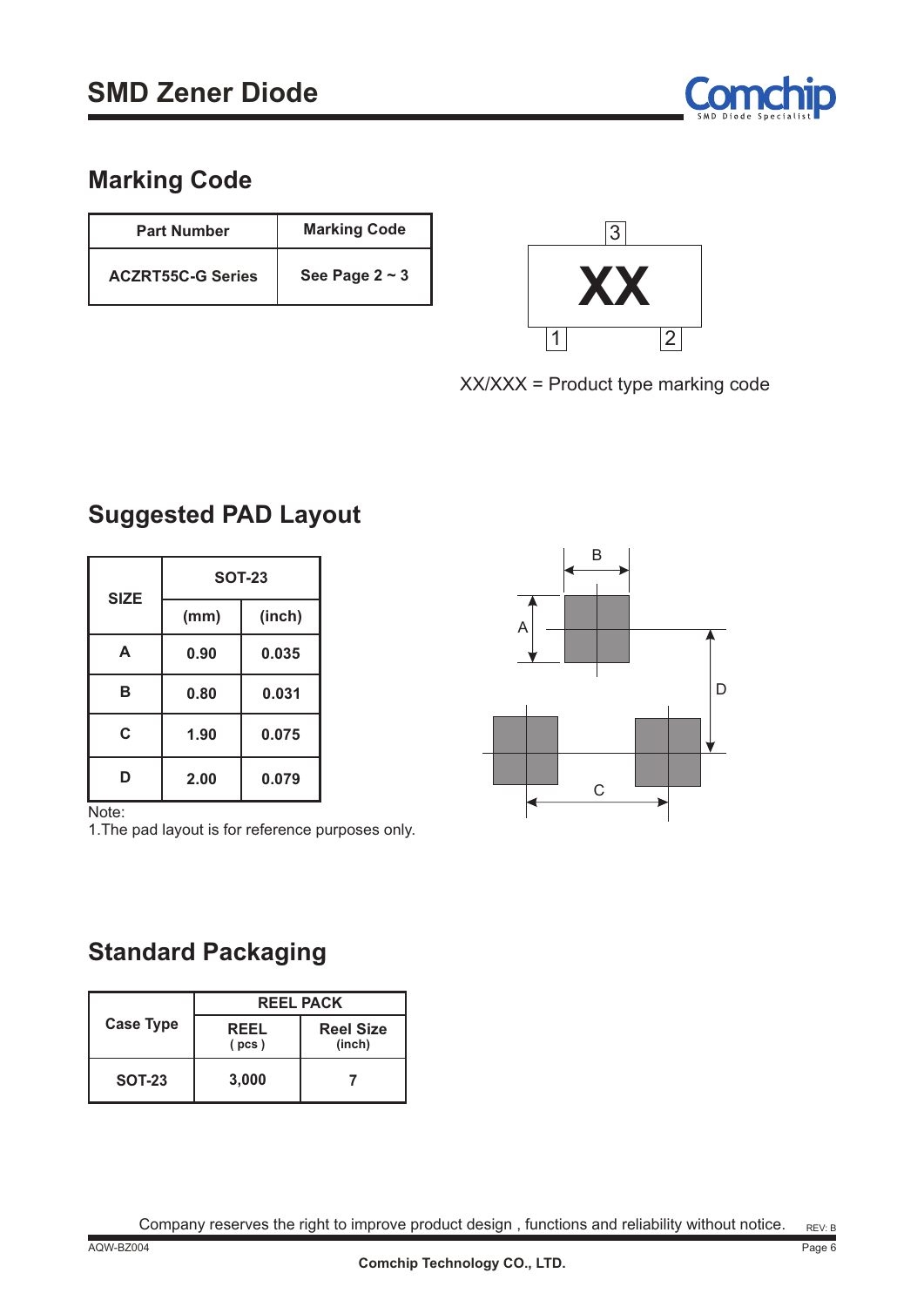## SMD Zener Diode

## Marking Code

| Part Number | Marking Code |
|---|---|
| ACZRT55C-G Series | See Page 2 ~ 3 |

3

XX

1 2

XX/XXX = Product type marking code

## Suggested PAD Layout

| SIZE | SOT-23 | |
|---|---|---|
| | (mm) | (inch) |
| A | 0.90 | 0.035 |
| B | 0.80 | 0.031 |
| C | 1.90 | 0.075 |
| D | 2.00 | 0.079 |

Note:
1.The pad layout is for reference purposes only.

B
A
D
C

## Standard Packaging

| Case Type | REEL PACK | |
|---|---|---|
| | REEL ( pcs ) | Reel Size (inch) |
| SOT-23 | 3,000 | 7 |

Company reserves the right to improve product design , functions and reliability without notice.

AQW-BZ004 REV: B

Comchip Technology CO., LTD.